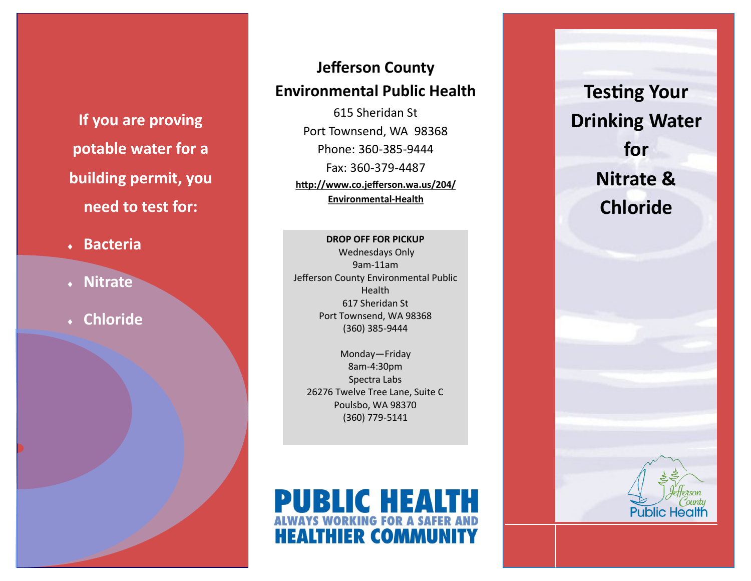**If you are proving potable water for a building permit, you need to test for:**

- **Bacteria**
- **Nitrate**
- **Chloride**

## Jefferson County Environmental Public Health

615 Sheridan St
Port Townsend, WA 98368
Phone: 360-385-9444
Fax: 360-379-4487
http://www.co.jefferson.wa.us/204/Environmental-Health

**DROP OFF FOR PICKUP**

Wednesdays Only
9am-11am
Jefferson County Environmental Public Health
617 Sheridan St
Port Townsend, WA 98368
(360) 385-9444

Monday—Friday
8am-4:30pm
Spectra Labs
26276 Twelve Tree Lane, Suite C
Poulsbo, WA 98370
(360) 779-5141

**PUBLIC HEALTH**
**ALWAYS WORKING FOR A SAFER AND HEALTHIER COMMUNITY**

# Testing Your Drinking Water for Nitrate & Chloride

Jefferson County Public Health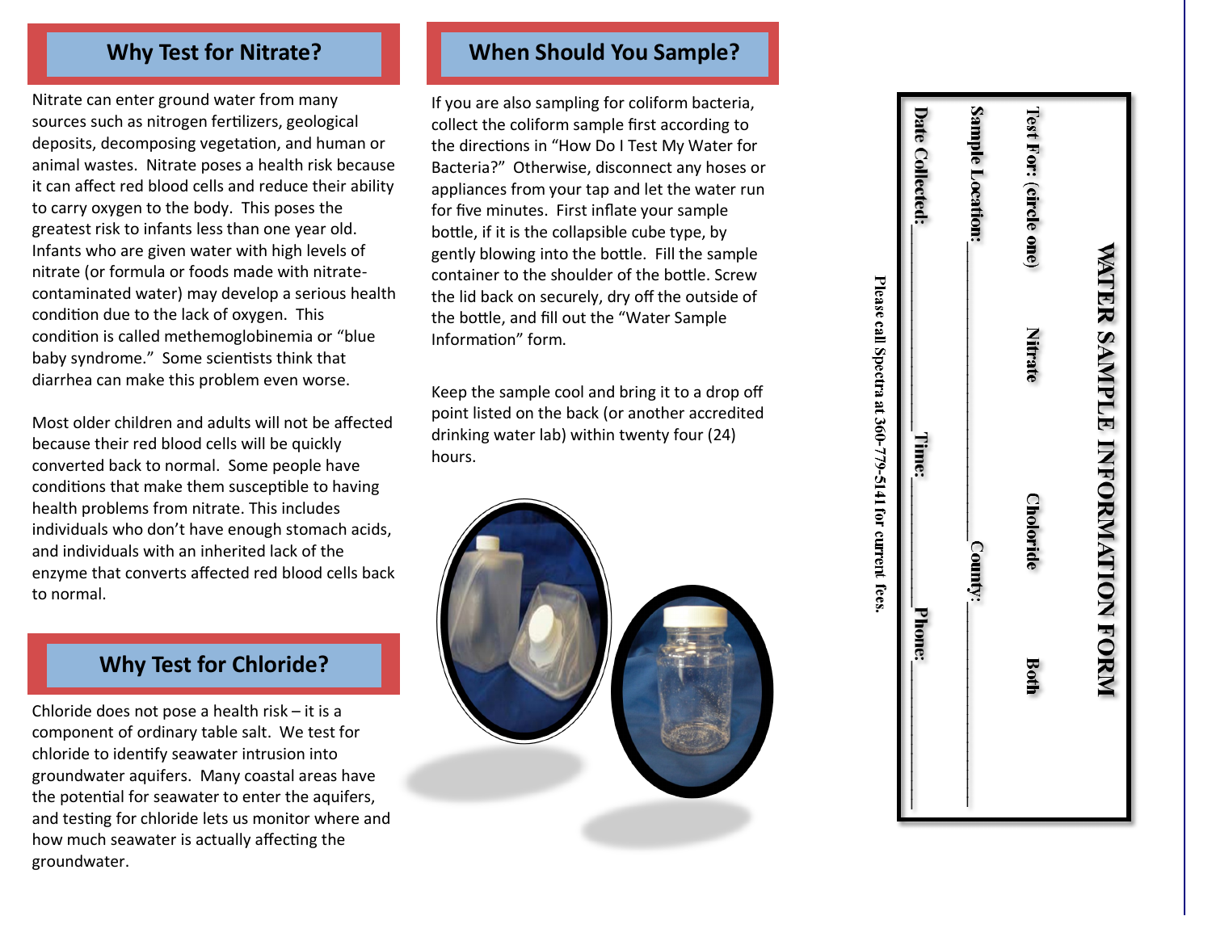## Why Test for Nitrate?

Nitrate can enter ground water from many sources such as nitrogen fertilizers, geological deposits, decomposing vegetation, and human or animal wastes. Nitrate poses a health risk because it can affect red blood cells and reduce their ability to carry oxygen to the body. This poses the greatest risk to infants less than one year old. Infants who are given water with high levels of nitrate (or formula or foods made with nitrate-contaminated water) may develop a serious health condition due to the lack of oxygen. This condition is called methemoglobinemia or "blue baby syndrome." Some scientists think that diarrhea can make this problem even worse.

Most older children and adults will not be affected because their red blood cells will be quickly converted back to normal. Some people have conditions that make them susceptible to having health problems from nitrate. This includes individuals who don't have enough stomach acids, and individuals with an inherited lack of the enzyme that converts affected red blood cells back to normal.

## Why Test for Chloride?

Chloride does not pose a health risk – it is a component of ordinary table salt. We test for chloride to identify seawater intrusion into groundwater aquifers. Many coastal areas have the potential for seawater to enter the aquifers, and testing for chloride lets us monitor where and how much seawater is actually affecting the groundwater.

## When Should You Sample?

If you are also sampling for coliform bacteria, collect the coliform sample first according to the directions in "How Do I Test My Water for Bacteria?" Otherwise, disconnect any hoses or appliances from your tap and let the water run for five minutes. First inflate your sample bottle, if it is the collapsible cube type, by gently blowing into the bottle. Fill the sample container to the shoulder of the bottle. Screw the lid back on securely, dry off the outside of the bottle, and fill out the "Water Sample Information" form.

Keep the sample cool and bring it to a drop off point listed on the back (or another accredited drinking water lab) within twenty four (24) hours.

## WATER SAMPLE INFORMATION FORM

**Test For: (circle one)** Nitrate Choloride Both

**Sample Location:** ____________________ **County:** ____________________

**Date Collected:** ____________ **Time:** ____________ **Phone:** ____________

**Please call Spectra at 360-779-5141 for current fees.**